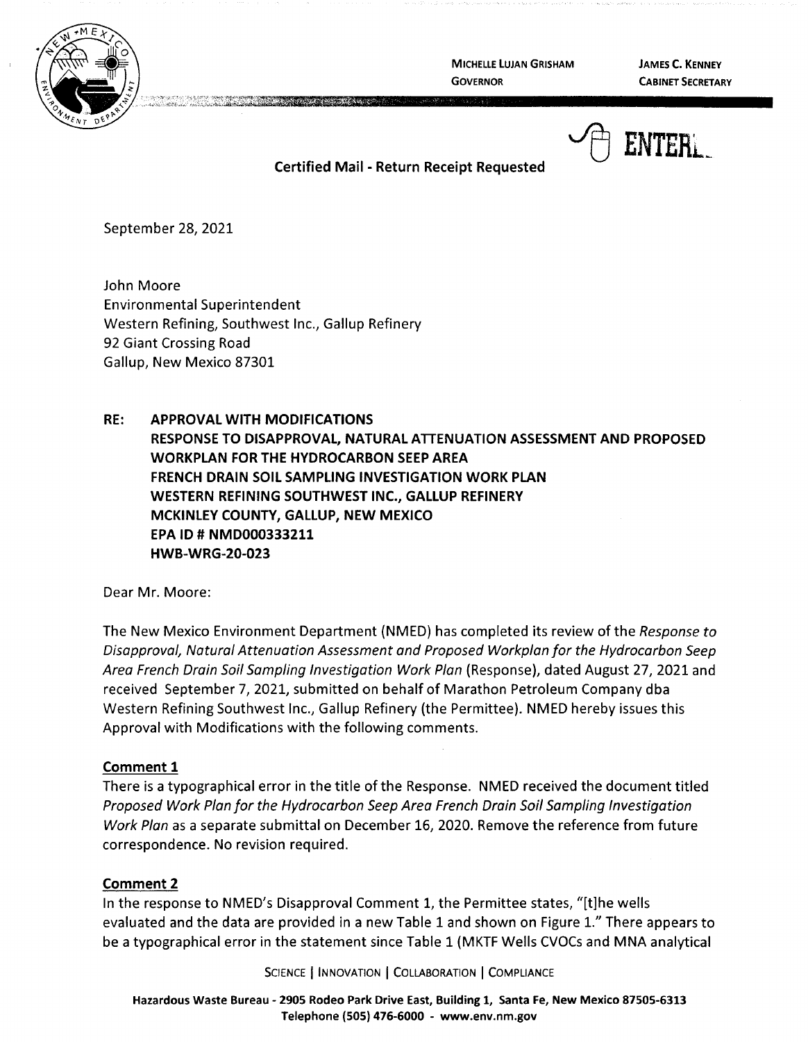MICHELLE LUJAN GRISHAM
GOVERNOR

JAMES C. KENNEY
CABINET SECRETARY

ENTERED

**Certified Mail - Return Receipt Requested**

September 28, 2021

John Moore
Environmental Superintendent
Western Refining, Southwest Inc., Gallup Refinery
92 Giant Crossing Road
Gallup, New Mexico 87301

**RE: APPROVAL WITH MODIFICATIONS**
**RESPONSE TO DISAPPROVAL, NATURAL ATTENUATION ASSESSMENT AND PROPOSED WORKPLAN FOR THE HYDROCARBON SEEP AREA**
**FRENCH DRAIN SOIL SAMPLING INVESTIGATION WORK PLAN**
**WESTERN REFINING SOUTHWEST INC., GALLUP REFINERY**
**MCKINLEY COUNTY, GALLUP, NEW MEXICO**
**EPA ID # NMD000333211**
**HWB-WRG-20-023**

Dear Mr. Moore:

The New Mexico Environment Department (NMED) has completed its review of the *Response to Disapproval, Natural Attenuation Assessment and Proposed Workplan for the Hydrocarbon Seep Area French Drain Soil Sampling Investigation Work Plan* (Response), dated August 27, 2021 and received September 7, 2021, submitted on behalf of Marathon Petroleum Company dba Western Refining Southwest Inc., Gallup Refinery (the Permittee). NMED hereby issues this Approval with Modifications with the following comments.

## Comment 1

There is a typographical error in the title of the Response. NMED received the document titled *Proposed Work Plan for the Hydrocarbon Seep Area French Drain Soil Sampling Investigation Work Plan* as a separate submittal on December 16, 2020. Remove the reference from future correspondence. No revision required.

## Comment 2

In the response to NMED's Disapproval Comment 1, the Permittee states, "[t]he wells evaluated and the data are provided in a new Table 1 and shown on Figure 1." There appears to be a typographical error in the statement since Table 1 (MKTF Wells CVOCs and MNA analytical

SCIENCE | INNOVATION | COLLABORATION | COMPLIANCE

Hazardous Waste Bureau - 2905 Rodeo Park Drive East, Building 1, Santa Fe, New Mexico 87505-6313
Telephone (505) 476-6000 - www.env.nm.gov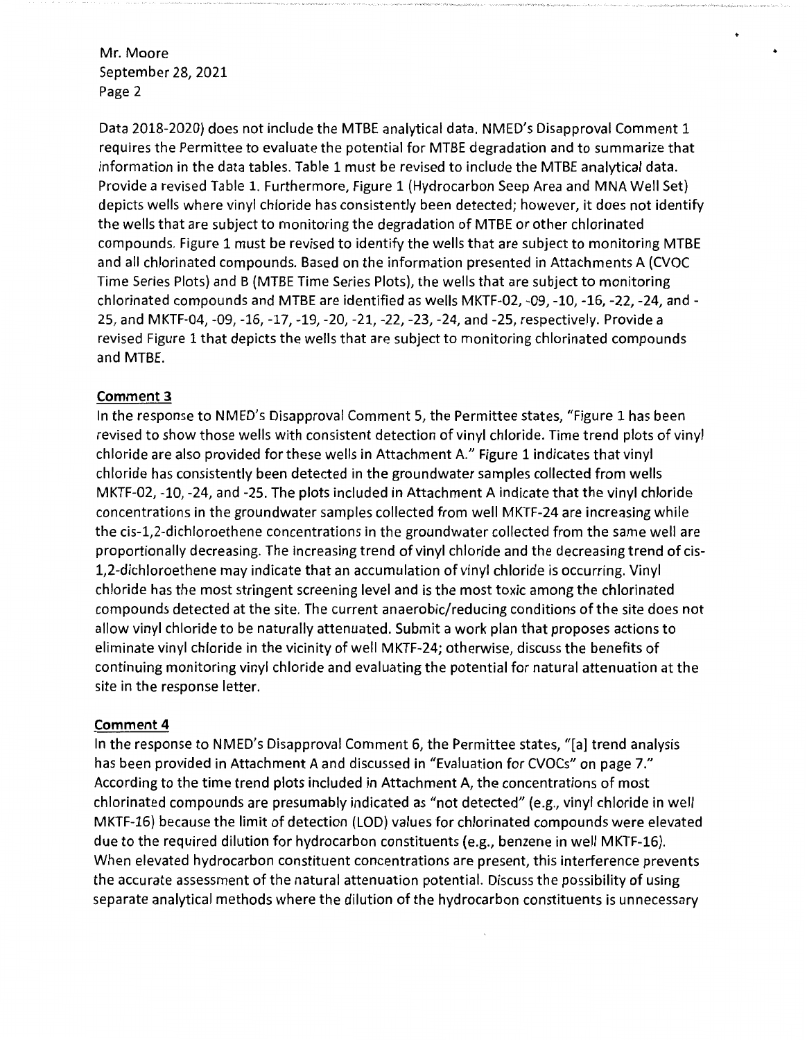Data 2018-2020) does not include the MTBE analytical data. NMED's Disapproval Comment 1 requires the Permittee to evaluate the potential for MTBE degradation and to summarize that information in the data tables. Table 1 must be revised to include the MTBE analytical data. Provide a revised Table 1. Furthermore, Figure 1 (Hydrocarbon Seep Area and MNA Well Set) depicts wells where vinyl chloride has consistently been detected; however, it does not identify the wells that are subject to monitoring the degradation of MTBE or other chlorinated compounds. Figure 1 must be revised to identify the wells that are subject to monitoring MTBE and all chlorinated compounds. Based on the information presented in Attachments A (CVOC Time Series Plots) and B (MTBE Time Series Plots), the wells that are subject to monitoring chlorinated compounds and MTBE are identified as wells MKTF-02, -09, -10, -16, -22, -24, and -25, and MKTF-04, -09, -16, -17, -19, -20, -21, -22, -23, -24, and -25, respectively. Provide a revised Figure 1 that depicts the wells that are subject to monitoring chlorinated compounds and MTBE.

**Comment 3**

In the response to NMED's Disapproval Comment 5, the Permittee states, "Figure 1 has been revised to show those wells with consistent detection of vinyl chloride. Time trend plots of vinyl chloride are also provided for these wells in Attachment A." Figure 1 indicates that vinyl chloride has consistently been detected in the groundwater samples collected from wells MKTF-02, -10, -24, and -25. The plots included in Attachment A indicate that the vinyl chloride concentrations in the groundwater samples collected from well MKTF-24 are increasing while the cis-1,2-dichloroethene concentrations in the groundwater collected from the same well are proportionally decreasing. The increasing trend of vinyl chloride and the decreasing trend of cis-1,2-dichloroethene may indicate that an accumulation of vinyl chloride is occurring. Vinyl chloride has the most stringent screening level and is the most toxic among the chlorinated compounds detected at the site. The current anaerobic/reducing conditions of the site does not allow vinyl chloride to be naturally attenuated. Submit a work plan that proposes actions to eliminate vinyl chloride in the vicinity of well MKTF-24; otherwise, discuss the benefits of continuing monitoring vinyl chloride and evaluating the potential for natural attenuation at the site in the response letter.

**Comment 4**

In the response to NMED's Disapproval Comment 6, the Permittee states, "[a] trend analysis has been provided in Attachment A and discussed in "Evaluation for CVOCs" on page 7." According to the time trend plots included in Attachment A, the concentrations of most chlorinated compounds are presumably indicated as "not detected" (e.g., vinyl chloride in well MKTF-16) because the limit of detection (LOD) values for chlorinated compounds were elevated due to the required dilution for hydrocarbon constituents (e.g., benzene in well MKTF-16). When elevated hydrocarbon constituent concentrations are present, this interference prevents the accurate assessment of the natural attenuation potential. Discuss the possibility of using separate analytical methods where the dilution of the hydrocarbon constituents is unnecessary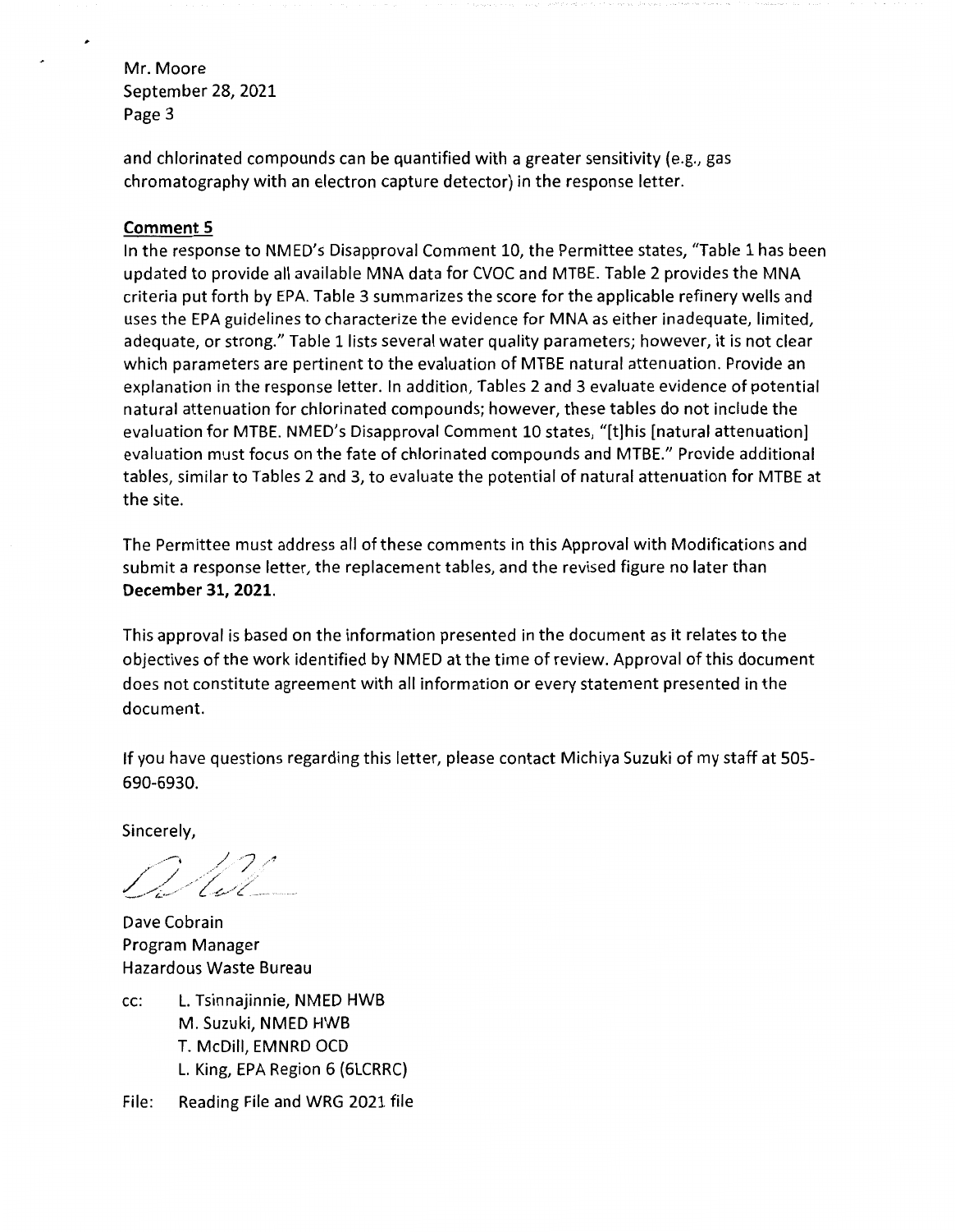and chlorinated compounds can be quantified with a greater sensitivity (e.g., gas chromatography with an electron capture detector) in the response letter.

**Comment 5**

In the response to NMED's Disapproval Comment 10, the Permittee states, "Table 1 has been updated to provide all available MNA data for CVOC and MTBE. Table 2 provides the MNA criteria put forth by EPA. Table 3 summarizes the score for the applicable refinery wells and uses the EPA guidelines to characterize the evidence for MNA as either inadequate, limited, adequate, or strong." Table 1 lists several water quality parameters; however, it is not clear which parameters are pertinent to the evaluation of MTBE natural attenuation. Provide an explanation in the response letter. In addition, Tables 2 and 3 evaluate evidence of potential natural attenuation for chlorinated compounds; however, these tables do not include the evaluation for MTBE. NMED's Disapproval Comment 10 states, "[t]his [natural attenuation] evaluation must focus on the fate of chlorinated compounds and MTBE." Provide additional tables, similar to Tables 2 and 3, to evaluate the potential of natural attenuation for MTBE at the site.

The Permittee must address all of these comments in this Approval with Modifications and submit a response letter, the replacement tables, and the revised figure no later than **December 31, 2021**.

This approval is based on the information presented in the document as it relates to the objectives of the work identified by NMED at the time of review. Approval of this document does not constitute agreement with all information or every statement presented in the document.

If you have questions regarding this letter, please contact Michiya Suzuki of my staff at 505-690-6930.

Sincerely,

Dave Cobrain
Program Manager
Hazardous Waste Bureau

cc: L. Tsinnajinnie, NMED HWB
M. Suzuki, NMED HWB
T. McDill, EMNRD OCD
L. King, EPA Region 6 (6LCRRC)

File: Reading File and WRG 2021 file